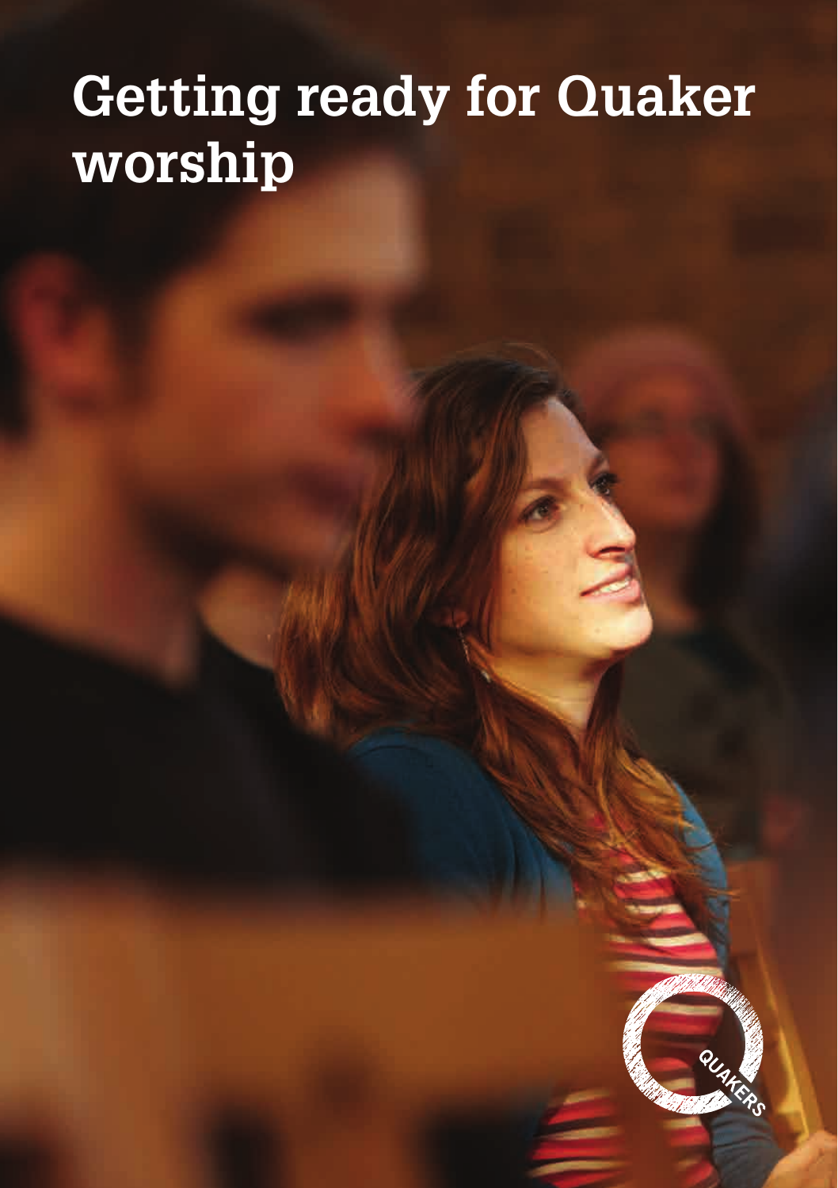# Getting ready for Quaker worship

QUAKERS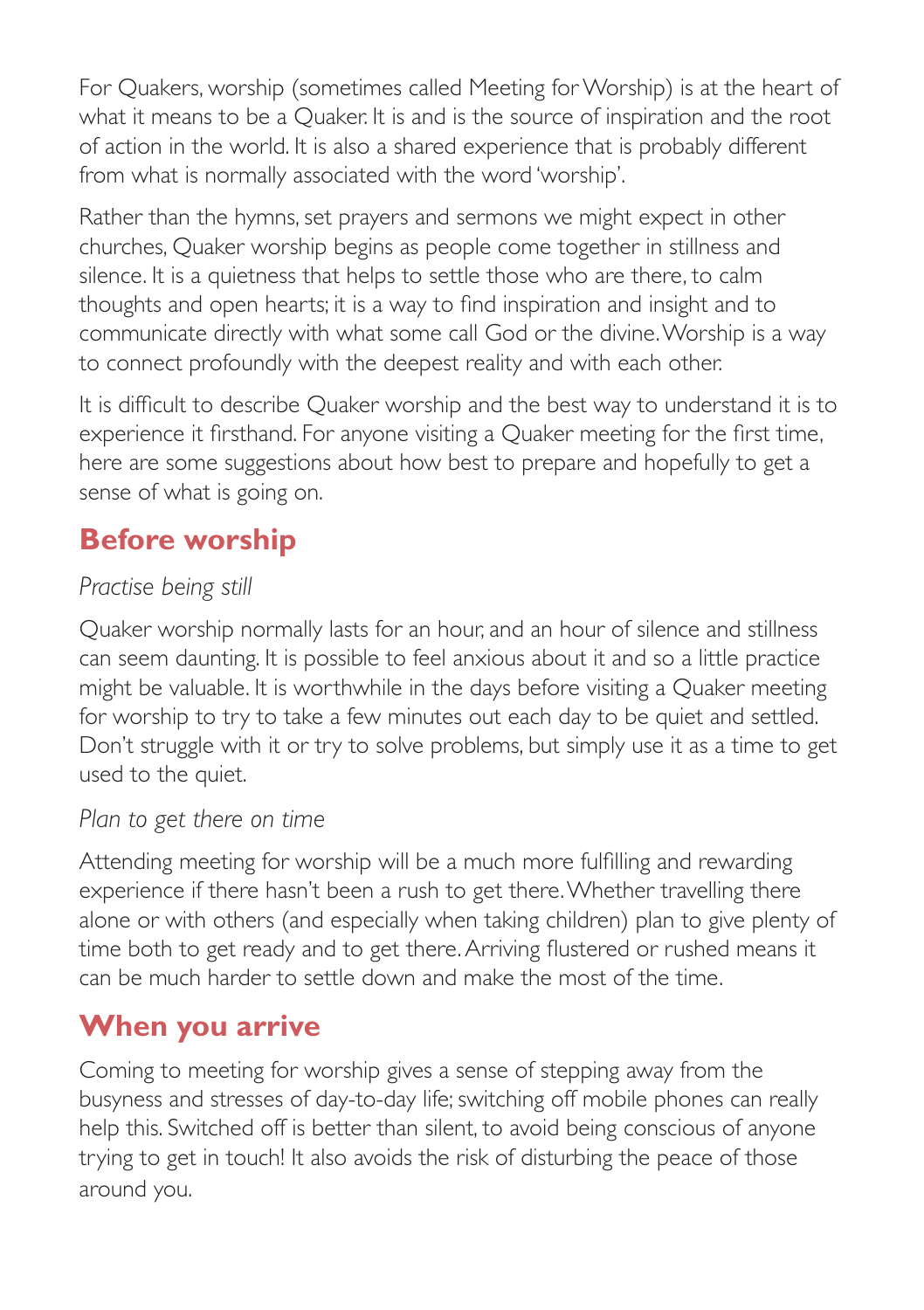For Quakers, worship (sometimes called Meeting for Worship) is at the heart of what it means to be a Quaker. It is and is the source of inspiration and the root of action in the world. It is also a shared experience that is probably different from what is normally associated with the word 'worship'.

Rather than the hymns, set prayers and sermons we might expect in other churches, Quaker worship begins as people come together in stillness and silence. It is a quietness that helps to settle those who are there, to calm thoughts and open hearts; it is a way to find inspiration and insight and to communicate directly with what some call God or the divine. Worship is a way to connect profoundly with the deepest reality and with each other.

It is difficult to describe Quaker worship and the best way to understand it is to experience it firsthand. For anyone visiting a Quaker meeting for the first time, here are some suggestions about how best to prepare and hopefully to get a sense of what is going on.

## Before worship

*Practise being still*

Quaker worship normally lasts for an hour, and an hour of silence and stillness can seem daunting. It is possible to feel anxious about it and so a little practice might be valuable. It is worthwhile in the days before visiting a Quaker meeting for worship to try to take a few minutes out each day to be quiet and settled. Don't struggle with it or try to solve problems, but simply use it as a time to get used to the quiet.

*Plan to get there on time*

Attending meeting for worship will be a much more fulfilling and rewarding experience if there hasn't been a rush to get there. Whether travelling there alone or with others (and especially when taking children) plan to give plenty of time both to get ready and to get there. Arriving flustered or rushed means it can be much harder to settle down and make the most of the time.

## When you arrive

Coming to meeting for worship gives a sense of stepping away from the busyness and stresses of day-to-day life; switching off mobile phones can really help this. Switched off is better than silent, to avoid being conscious of anyone trying to get in touch! It also avoids the risk of disturbing the peace of those around you.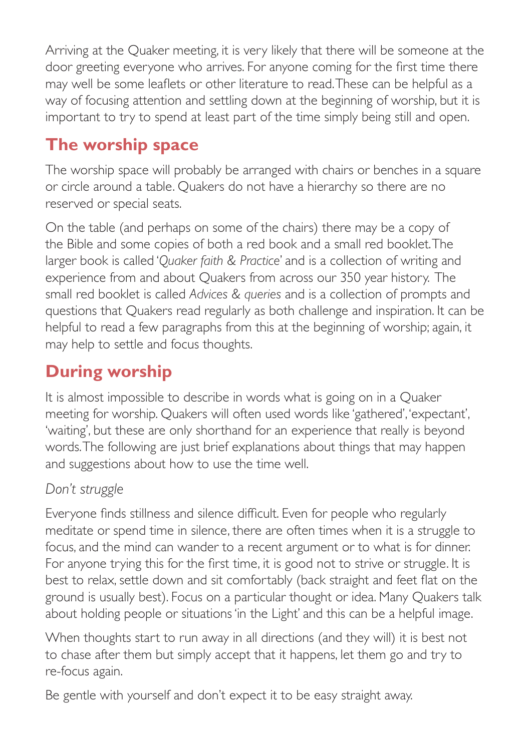Arriving at the Quaker meeting, it is very likely that there will be someone at the door greeting everyone who arrives. For anyone coming for the first time there may well be some leaflets or other literature to read. These can be helpful as a way of focusing attention and settling down at the beginning of worship, but it is important to try to spend at least part of the time simply being still and open.

## The worship space

The worship space will probably be arranged with chairs or benches in a square or circle around a table. Quakers do not have a hierarchy so there are no reserved or special seats.

On the table (and perhaps on some of the chairs) there may be a copy of the Bible and some copies of both a red book and a small red booklet. The larger book is called '*Quaker faith & Practice*' and is a collection of writing and experience from and about Quakers from across our 350 year history. The small red booklet is called *Advices & queries* and is a collection of prompts and questions that Quakers read regularly as both challenge and inspiration. It can be helpful to read a few paragraphs from this at the beginning of worship; again, it may help to settle and focus thoughts.

## During worship

It is almost impossible to describe in words what is going on in a Quaker meeting for worship. Quakers will often used words like 'gathered', 'expectant', 'waiting', but these are only shorthand for an experience that really is beyond words. The following are just brief explanations about things that may happen and suggestions about how to use the time well.

*Don't struggle*

Everyone finds stillness and silence difficult. Even for people who regularly meditate or spend time in silence, there are often times when it is a struggle to focus, and the mind can wander to a recent argument or to what is for dinner. For anyone trying this for the first time, it is good not to strive or struggle. It is best to relax, settle down and sit comfortably (back straight and feet flat on the ground is usually best). Focus on a particular thought or idea. Many Quakers talk about holding people or situations 'in the Light' and this can be a helpful image.

When thoughts start to run away in all directions (and they will) it is best not to chase after them but simply accept that it happens, let them go and try to re-focus again.

Be gentle with yourself and don't expect it to be easy straight away.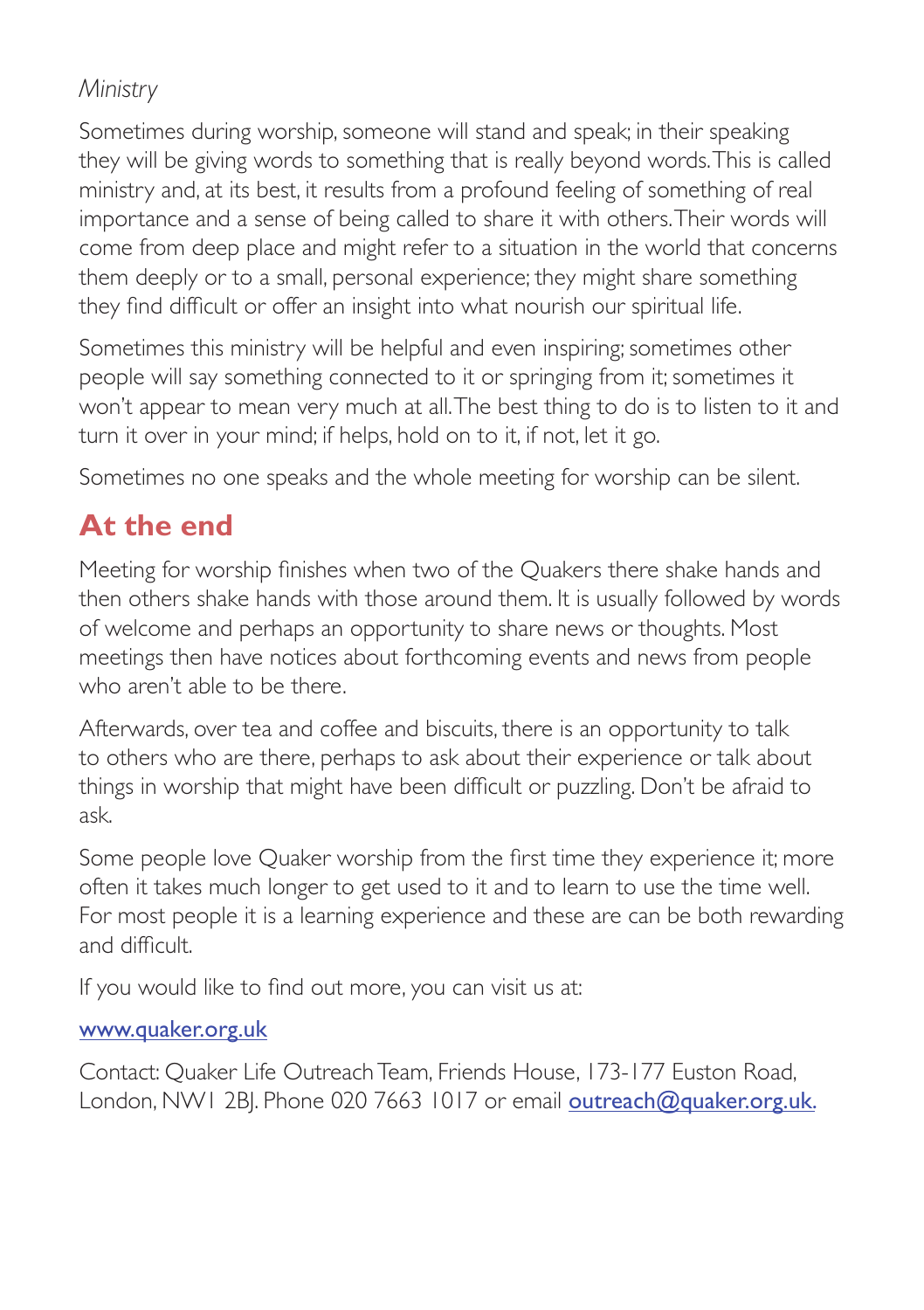*Ministry*

Sometimes during worship, someone will stand and speak; in their speaking they will be giving words to something that is really beyond words. This is called ministry and, at its best, it results from a profound feeling of something of real importance and a sense of being called to share it with others. Their words will come from deep place and might refer to a situation in the world that concerns them deeply or to a small, personal experience; they might share something they find difficult or offer an insight into what nourish our spiritual life.

Sometimes this ministry will be helpful and even inspiring; sometimes other people will say something connected to it or springing from it; sometimes it won't appear to mean very much at all. The best thing to do is to listen to it and turn it over in your mind; if helps, hold on to it, if not, let it go.

Sometimes no one speaks and the whole meeting for worship can be silent.

## At the end

Meeting for worship finishes when two of the Quakers there shake hands and then others shake hands with those around them. It is usually followed by words of welcome and perhaps an opportunity to share news or thoughts. Most meetings then have notices about forthcoming events and news from people who aren't able to be there.

Afterwards, over tea and coffee and biscuits, there is an opportunity to talk to others who are there, perhaps to ask about their experience or talk about things in worship that might have been difficult or puzzling. Don't be afraid to ask.

Some people love Quaker worship from the first time they experience it; more often it takes much longer to get used to it and to learn to use the time well. For most people it is a learning experience and these are can be both rewarding and difficult.

If you would like to find out more, you can visit us at:

[www.quaker.org.uk](http://www.quaker.org.uk)

Contact: Quaker Life Outreach Team, Friends House, 173-177 Euston Road, London, NW1 2BJ. Phone 020 7663 1017 or email [outreach@quaker.org.uk](mailto:outreach@quaker.org.uk).